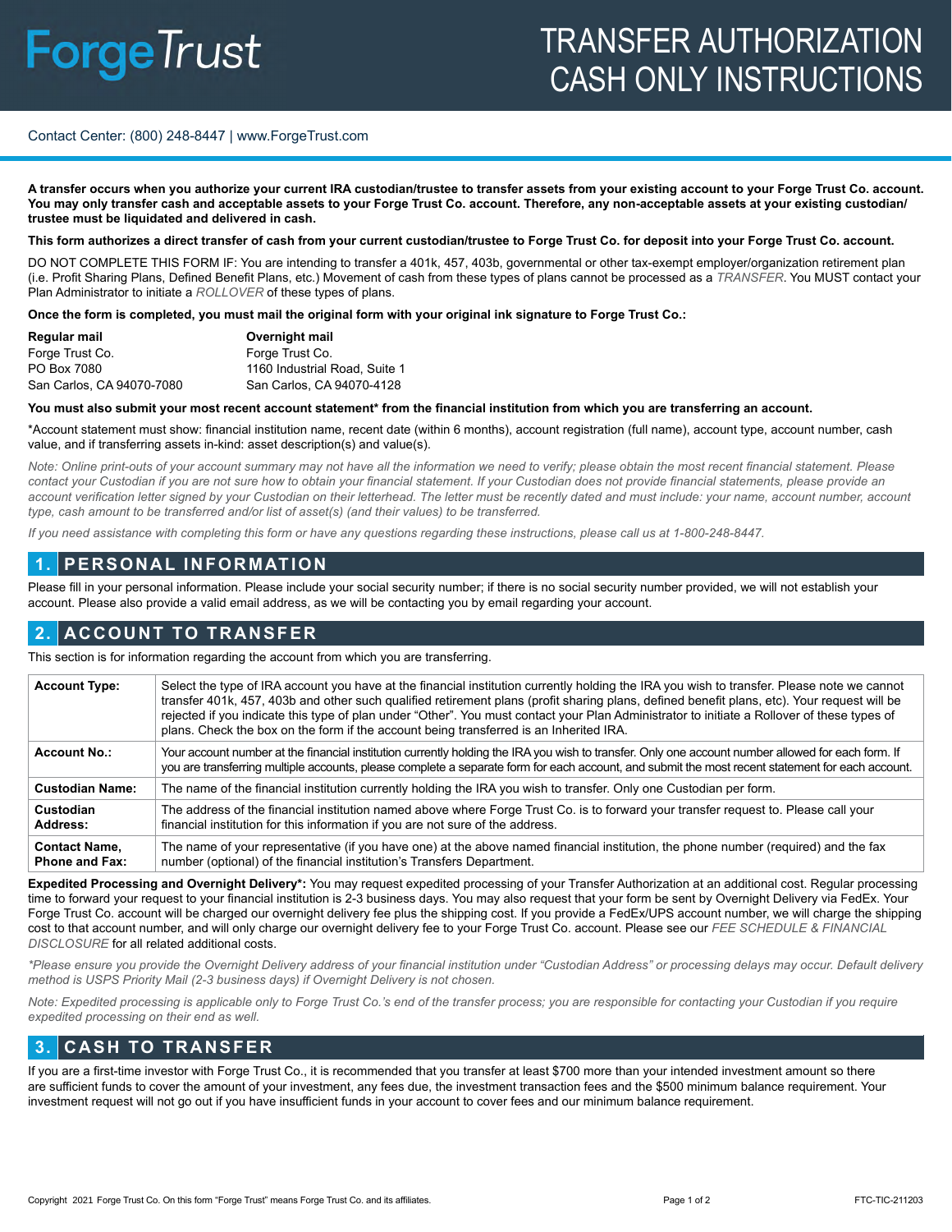# ForgeTrust

# TRANSFER AUTHORIZATION CASH ONLY INSTRUCTIONS

Contact Center: (800) 248-8447 | www.ForgeTrust.com

**A transfer occurs when you authorize your current IRA custodian/trustee to transfer assets from your existing account to your Forge Trust Co. account. You may only transfer cash and acceptable assets to your Forge Trust Co. account. Therefore, any non-acceptable assets at your existing custodian/ trustee must be liquidated and delivered in cash.**

**This form authorizes a direct transfer of cash from your current custodian/trustee to Forge Trust Co. for deposit into your Forge Trust Co. account.**

DO NOT COMPLETE THIS FORM IF: You are intending to transfer a 401k, 457, 403b, governmental or other tax-exempt employer/organization retirement plan (i.e. Profit Sharing Plans, Defined Benefit Plans, etc.) Movement of cash from these types of plans cannot be processed as a *TRANSFER*. You MUST contact your Plan Administrator to initiate a *ROLLOVER* of these types of plans.

**Once the form is completed, you must mail the original form with your original ink signature to Forge Trust Co.:**

| **Regular mail** | **Overnight mail** |
|---|---|
| Forge Trust Co. | Forge Trust Co. |
| PO Box 7080 | 1160 Industrial Road, Suite 1 |
| San Carlos, CA 94070-7080 | San Carlos, CA 94070-4128 |

**You must also submit your most recent account statement* from the financial institution from which you are transferring an account.**

*Account statement must show: financial institution name, recent date (within 6 months), account registration (full name), account type, account number, cash value, and if transferring assets in-kind: asset description(s) and value(s).

*Note: Online print-outs of your account summary may not have all the information we need to verify; please obtain the most recent financial statement. Please contact your Custodian if you are not sure how to obtain your financial statement. If your Custodian does not provide financial statements, please provide an account verification letter signed by your Custodian on their letterhead. The letter must be recently dated and must include: your name, account number, account type, cash amount to be transferred and/or list of asset(s) (and their values) to be transferred.*

*If you need assistance with completing this form or have any questions regarding these instructions, please call us at 1-800-248-8447.*

## 1. PERSONAL INFORMATION

Please fill in your personal information. Please include your social security number; if there is no social security number provided, we will not establish your account. Please also provide a valid email address, as we will be contacting you by email regarding your account.

## 2. ACCOUNT TO TRANSFER

This section is for information regarding the account from which you are transferring.

| | |
|---|---|
| **Account Type:** | Select the type of IRA account you have at the financial institution currently holding the IRA you wish to transfer. Please note we cannot transfer 401k, 457, 403b and other such qualified retirement plans (profit sharing plans, defined benefit plans, etc). Your request will be rejected if you indicate this type of plan under "Other". You must contact your Plan Administrator to initiate a Rollover of these types of plans. Check the box on the form if the account being transferred is an Inherited IRA. |
| **Account No.:** | Your account number at the financial institution currently holding the IRA you wish to transfer. Only one account number allowed for each form. If you are transferring multiple accounts, please complete a separate form for each account, and submit the most recent statement for each account. |
| **Custodian Name:** | The name of the financial institution currently holding the IRA you wish to transfer. Only one Custodian per form. |
| **Custodian Address:** | The address of the financial institution named above where Forge Trust Co. is to forward your transfer request to. Please call your financial institution for this information if you are not sure of the address. |
| **Contact Name, Phone and Fax:** | The name of your representative (if you have one) at the above named financial institution, the phone number (required) and the fax number (optional) of the financial institution's Transfers Department. |

**Expedited Processing and Overnight Delivery*:** You may request expedited processing of your Transfer Authorization at an additional cost. Regular processing time to forward your request to your financial institution is 2-3 business days. You may also request that your form be sent by Overnight Delivery via FedEx. Your Forge Trust Co. account will be charged our overnight delivery fee plus the shipping cost. If you provide a FedEx/UPS account number, we will charge the shipping cost to that account number, and will only charge our overnight delivery fee to your Forge Trust Co. account. Please see our *FEE SCHEDULE & FINANCIAL DISCLOSURE* for all related additional costs.

*\*Please ensure you provide the Overnight Delivery address of your financial institution under "Custodian Address" or processing delays may occur. Default delivery method is USPS Priority Mail (2-3 business days) if Overnight Delivery is not chosen.*

*Note: Expedited processing is applicable only to Forge Trust Co.'s end of the transfer process; you are responsible for contacting your Custodian if you require expedited processing on their end as well.*

## 3. CASH TO TRANSFER

If you are a first-time investor with Forge Trust Co., it is recommended that you transfer at least $700 more than your intended investment amount so there are sufficient funds to cover the amount of your investment, any fees due, the investment transaction fees and the $500 minimum balance requirement. Your investment request will not go out if you have insufficient funds in your account to cover fees and our minimum balance requirement.

Copyright 2021 Forge Trust Co. On this form "Forge Trust" means Forge Trust Co. and its affiliates.

FTC-TIC-211203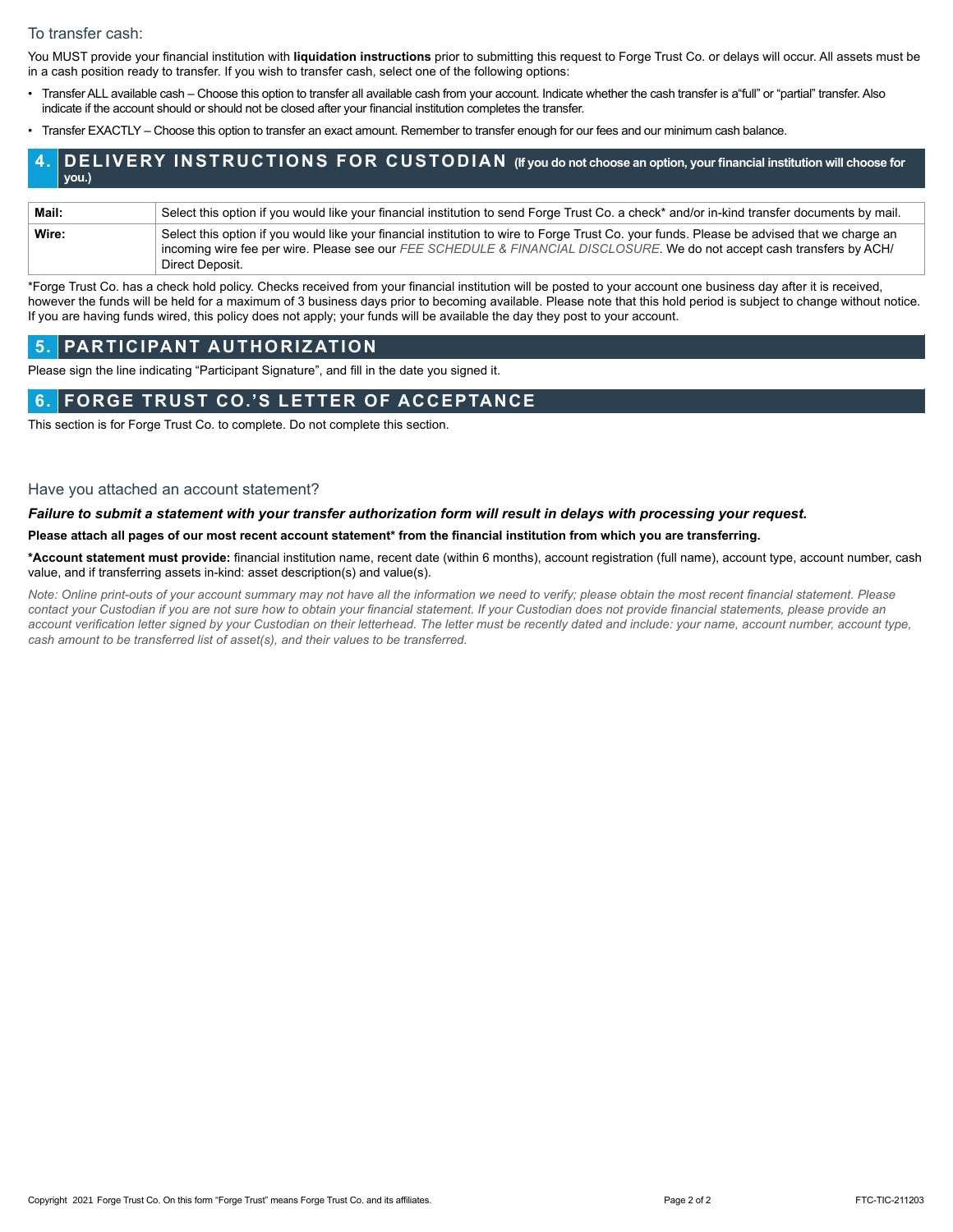### To transfer cash:

You MUST provide your financial institution with **liquidation instructions** prior to submitting this request to Forge Trust Co. or delays will occur. All assets must be in a cash position ready to transfer. If you wish to transfer cash, select one of the following options:

- Transfer ALL available cash – Choose this option to transfer all available cash from your account. Indicate whether the cash transfer is a"full" or "partial" transfer. Also indicate if the account should or should not be closed after your financial institution completes the transfer.
- Transfer EXACTLY – Choose this option to transfer an exact amount. Remember to transfer enough for our fees and our minimum cash balance.

## 4. DELIVERY INSTRUCTIONS FOR CUSTODIAN (If you do not choose an option, your financial institution will choose for you.)

| | |
|---|---|
| **Mail:** | Select this option if you would like your financial institution to send Forge Trust Co. a check* and/or in-kind transfer documents by mail. |
| **Wire:** | Select this option if you would like your financial institution to wire to Forge Trust Co. your funds. Please be advised that we charge an incoming wire fee per wire. Please see our *FEE SCHEDULE & FINANCIAL DISCLOSURE*. We do not accept cash transfers by ACH/ Direct Deposit. |

*Forge Trust Co. has a check hold policy. Checks received from your financial institution will be posted to your account one business day after it is received, however the funds will be held for a maximum of 3 business days prior to becoming available. Please note that this hold period is subject to change without notice. If you are having funds wired, this policy does not apply; your funds will be available the day they post to your account.

## 5. PARTICIPANT AUTHORIZATION

Please sign the line indicating "Participant Signature", and fill in the date you signed it.

## 6. FORGE TRUST CO.'S LETTER OF ACCEPTANCE

This section is for Forge Trust Co. to complete. Do not complete this section.

### Have you attached an account statement?

***Failure to submit a statement with your transfer authorization form will result in delays with processing your request.***

**Please attach all pages of our most recent account statement* from the financial institution from which you are transferring.**

***Account statement must provide:** financial institution name, recent date (within 6 months), account registration (full name), account type, account number, cash value, and if transferring assets in-kind: asset description(s) and value(s).

*Note: Online print-outs of your account summary may not have all the information we need to verify; please obtain the most recent financial statement. Please contact your Custodian if you are not sure how to obtain your financial statement. If your Custodian does not provide financial statements, please provide an account verification letter signed by your Custodian on their letterhead. The letter must be recently dated and include: your name, account number, account type, cash amount to be transferred list of asset(s), and their values to be transferred.*

Copyright 2021 Forge Trust Co. On this form "Forge Trust" means Forge Trust Co. and its affiliates. FTC-TIC-211203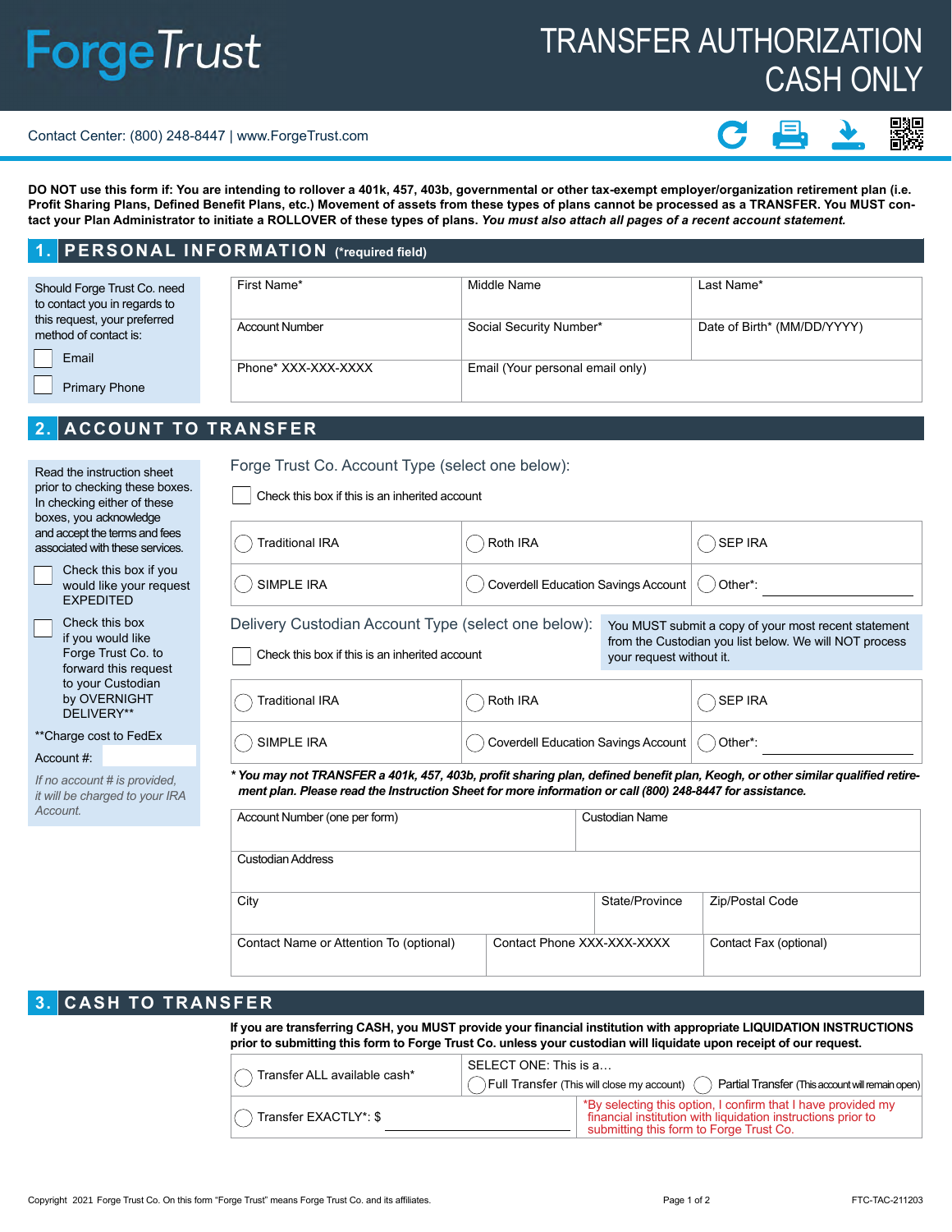# ForgeTrust

# TRANSFER AUTHORIZATION CASH ONLY

Contact Center: (800) 248-8447 | www.ForgeTrust.com

**DO NOT use this form if: You are intending to rollover a 401k, 457, 403b, governmental or other tax-exempt employer/organization retirement plan (i.e. Profit Sharing Plans, Defined Benefit Plans, etc.) Movement of assets from these types of plans cannot be processed as a TRANSFER. You MUST contact your Plan Administrator to initiate a ROLLOVER of these types of plans.** ***You must also attach all pages of a recent account statement.***

## 1. PERSONAL INFORMATION (*required field)

Should Forge Trust Co. need to contact you in regards to this request, your preferred method of contact is:

- ☐ Email
- ☐ Primary Phone

| First Name* | Middle Name | Last Name* |
|---|---|---|
| Account Number | Social Security Number* | Date of Birth* (MM/DD/YYYY) |
| Phone* XXX-XXX-XXXX | Email (Your personal email only) | |

## 2. ACCOUNT TO TRANSFER

Read the instruction sheet prior to checking these boxes. In checking either of these boxes, you acknowledge and accept the terms and fees associated with these services.

- ☐ Check this box if you would like your request EXPEDITED
- ☐ Check this box if you would like Forge Trust Co. to forward this request to your Custodian by OVERNIGHT DELIVERY**

**Charge cost to FedEx

Account #:

*If no account # is provided, it will be charged to your IRA Account.*

### Forge Trust Co. Account Type (select one below):

☐ Check this box if this is an inherited account

| | | |
|---|---|---|
| ◯ Traditional IRA | ◯ Roth IRA | ◯ SEP IRA |
| ◯ SIMPLE IRA | ◯ Coverdell Education Savings Account | ◯ Other*: ________ |

### Delivery Custodian Account Type (select one below):

☐ Check this box if this is an inherited account

You MUST submit a copy of your most recent statement from the Custodian you list below. We will NOT process your request without it.

| | | |
|---|---|---|
| ◯ Traditional IRA | ◯ Roth IRA | ◯ SEP IRA |
| ◯ SIMPLE IRA | ◯ Coverdell Education Savings Account | ◯ Other*: ________ |

***\* You may not TRANSFER a 401k, 457, 403b, profit sharing plan, defined benefit plan, Keogh, or other similar qualified retirement plan. Please read the Instruction Sheet for more information or call (800) 248-8447 for assistance.***

| Account Number (one per form) | Custodian Name | |
|---|---|---|
| Custodian Address | | |
| City | State/Province | Zip/Postal Code |
| Contact Name or Attention To (optional) | Contact Phone XXX-XXX-XXXX | Contact Fax (optional) |

## 3. CASH TO TRANSFER

**If you are transferring CASH, you MUST provide your financial institution with appropriate LIQUIDATION INSTRUCTIONS prior to submitting this form to Forge Trust Co. unless your custodian will liquidate upon receipt of our request.**

| | |
|---|---|
| ◯ Transfer ALL available cash* | SELECT ONE: This is a… ◯ Full Transfer (This will close my account) ◯ Partial Transfer (This account will remain open) |
| ◯ Transfer EXACTLY*: $ ________ | *By selecting this option, I confirm that I have provided my financial institution with liquidation instructions prior to submitting this form to Forge Trust Co. |

Copyright 2021 Forge Trust Co. On this form "Forge Trust" means Forge Trust Co. and its affiliates.

FTC-TAC-211203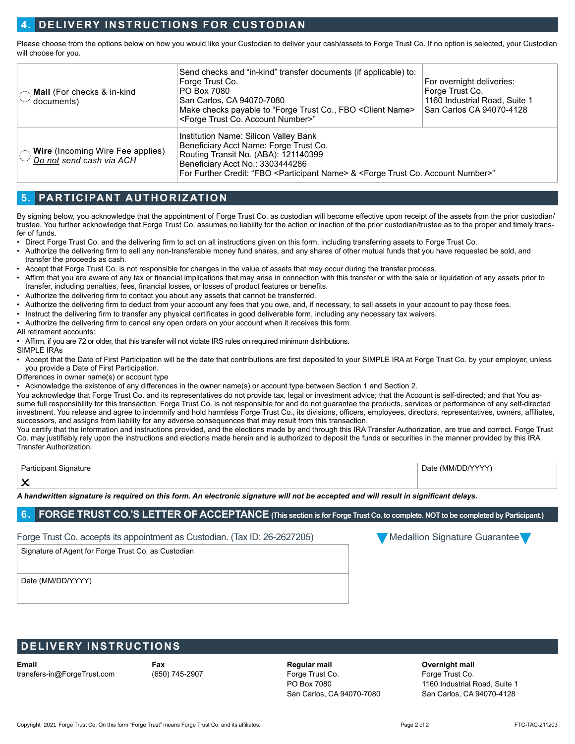## 4. DELIVERY INSTRUCTIONS FOR CUSTODIAN

Please choose from the options below on how you would like your Custodian to deliver your cash/assets to Forge Trust Co. If no option is selected, your Custodian will choose for you.

| | | |
|---|---|---|
| ◯ **Mail** (For checks & in-kind documents) | Send checks and "in-kind" transfer documents (if applicable) to:<br>Forge Trust Co.<br>PO Box 7080<br>San Carlos, CA 94070-7080<br>Make checks payable to "Forge Trust Co., FBO <Client Name> <Forge Trust Co. Account Number>" | For overnight deliveries:<br>Forge Trust Co.<br>1160 Industrial Road, Suite 1<br>San Carlos CA 94070-4128 |
| ◯ **Wire** (Incoming Wire Fee applies)<br>*Do not send cash via ACH* | Institution Name: Silicon Valley Bank<br>Beneficiary Acct Name: Forge Trust Co.<br>Routing Transit No. (ABA): 121140399<br>Beneficiary Acct No.: 3303444286<br>For Further Credit: "FBO <Participant Name> & <Forge Trust Co. Account Number>" | |

## 5. PARTICIPANT AUTHORIZATION

By signing below, you acknowledge that the appointment of Forge Trust Co. as custodian will become effective upon receipt of the assets from the prior custodian/trustee. You further acknowledge that Forge Trust Co. assumes no liability for the action or inaction of the prior custodian/trustee as to the proper and timely transfer of funds.

- Direct Forge Trust Co. and the delivering firm to act on all instructions given on this form, including transferring assets to Forge Trust Co.
- Authorize the delivering firm to sell any non-transferable money fund shares, and any shares of other mutual funds that you have requested be sold, and transfer the proceeds as cash.
- Accept that Forge Trust Co. is not responsible for changes in the value of assets that may occur during the transfer process.
- Affirm that you are aware of any tax or financial implications that may arise in connection with this transfer or with the sale or liquidation of any assets prior to transfer, including penalties, fees, financial losses, or losses of product features or benefits.
- Authorize the delivering firm to contact you about any assets that cannot be transferred.
- Authorize the delivering firm to deduct from your account any fees that you owe, and, if necessary, to sell assets in your account to pay those fees.
- Instruct the delivering firm to transfer any physical certificates in good deliverable form, including any necessary tax waivers.
- Authorize the delivering firm to cancel any open orders on your account when it receives this form.

All retirement accounts:

- Affirm, if you are 72 or older, that this transfer will not violate IRS rules on required minimum distributions.

SIMPLE IRAs

- Accept that the Date of First Participation will be the date that contributions are first deposited to your SIMPLE IRA at Forge Trust Co. by your employer, unless you provide a Date of First Participation.

Differences in owner name(s) or account type

- Acknowledge the existence of any differences in the owner name(s) or account type between Section 1 and Section 2.

You acknowledge that Forge Trust Co. and its representatives do not provide tax, legal or investment advice; that the Account is self-directed; and that You assume full responsibility for this transaction. Forge Trust Co. is not responsible for and do not guarantee the products, services or performance of any self-directed investment. You release and agree to indemnify and hold harmless Forge Trust Co., its divisions, officers, employees, directors, representatives, owners, affiliates, successors, and assigns from liability for any adverse consequences that may result from this transaction.

You certify that the information and instructions provided, and the elections made by and through this IRA Transfer Authorization, are true and correct. Forge Trust Co. may justifiably rely upon the instructions and elections made herein and is authorized to deposit the funds or securities in the manner provided by this IRA Transfer Authorization.

| Participant Signature | Date (MM/DD/YYYY) |
|---|---|
| X | |

***A handwritten signature is required on this form. An electronic signature will not be accepted and will result in significant delays.***

## 6. FORGE TRUST CO.'S LETTER OF ACCEPTANCE (This section is for Forge Trust Co. to complete. NOT to be completed by Participant.)

Forge Trust Co. accepts its appointment as Custodian. (Tax ID: 26-2627205)

Medallion Signature Guarantee

| |
|---|
| Signature of Agent for Forge Trust Co. as Custodian |
| Date (MM/DD/YYYY) |

## DELIVERY INSTRUCTIONS

**Email**
transfers-in@ForgeTrust.com

**Fax**
(650) 745-2907

**Regular mail**
Forge Trust Co.
PO Box 7080
San Carlos, CA 94070-7080

**Overnight mail**
Forge Trust Co.
1160 Industrial Road, Suite 1
San Carlos, CA 94070-4128

Copyright 2021 Forge Trust Co. On this form "Forge Trust" means Forge Trust Co. and its affiliates.

FTC-TAC-211203